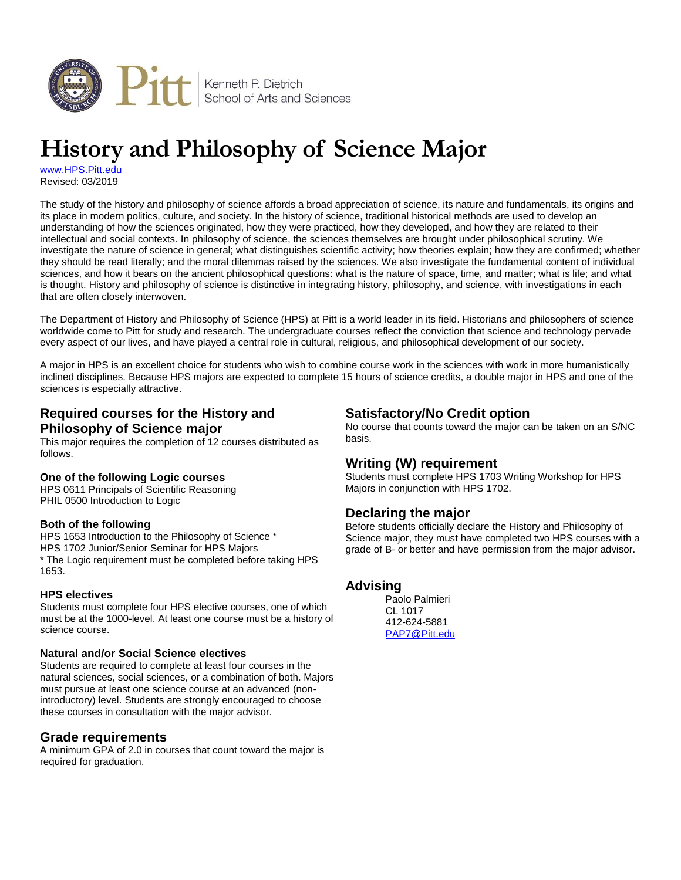Pitt | Kenneth P. Dietrich School of Arts and Sciences

# History and Philosophy of Science Major

www.HPS.Pitt.edu
Revised: 03/2019

The study of the history and philosophy of science affords a broad appreciation of science, its nature and fundamentals, its origins and its place in modern politics, culture, and society. In the history of science, traditional historical methods are used to develop an understanding of how the sciences originated, how they were practiced, how they developed, and how they are related to their intellectual and social contexts. In philosophy of science, the sciences themselves are brought under philosophical scrutiny. We investigate the nature of science in general; what distinguishes scientific activity; how theories explain; how they are confirmed; whether they should be read literally; and the moral dilemmas raised by the sciences. We also investigate the fundamental content of individual sciences, and how it bears on the ancient philosophical questions: what is the nature of space, time, and matter; what is life; and what is thought. History and philosophy of science is distinctive in integrating history, philosophy, and science, with investigations in each that are often closely interwoven.

The Department of History and Philosophy of Science (HPS) at Pitt is a world leader in its field. Historians and philosophers of science worldwide come to Pitt for study and research. The undergraduate courses reflect the conviction that science and technology pervade every aspect of our lives, and have played a central role in cultural, religious, and philosophical development of our society.

A major in HPS is an excellent choice for students who wish to combine course work in the sciences with work in more humanistically inclined disciplines. Because HPS majors are expected to complete 15 hours of science credits, a double major in HPS and one of the sciences is especially attractive.

## Required courses for the History and Philosophy of Science major

This major requires the completion of 12 courses distributed as follows.

### One of the following Logic courses

HPS 0611 Principals of Scientific Reasoning
PHIL 0500 Introduction to Logic

### Both of the following

HPS 1653 Introduction to the Philosophy of Science *
HPS 1702 Junior/Senior Seminar for HPS Majors
* The Logic requirement must be completed before taking HPS 1653.

### HPS electives

Students must complete four HPS elective courses, one of which must be at the 1000-level. At least one course must be a history of science course.

### Natural and/or Social Science electives

Students are required to complete at least four courses in the natural sciences, social sciences, or a combination of both. Majors must pursue at least one science course at an advanced (non-introductory) level. Students are strongly encouraged to choose these courses in consultation with the major advisor.

## Grade requirements

A minimum GPA of 2.0 in courses that count toward the major is required for graduation.

## Satisfactory/No Credit option

No course that counts toward the major can be taken on an S/NC basis.

## Writing (W) requirement

Students must complete HPS 1703 Writing Workshop for HPS Majors in conjunction with HPS 1702.

## Declaring the major

Before students officially declare the History and Philosophy of Science major, they must have completed two HPS courses with a grade of B- or better and have permission from the major advisor.

## Advising

Paolo Palmieri
CL 1017
412-624-5881
PAP7@Pitt.edu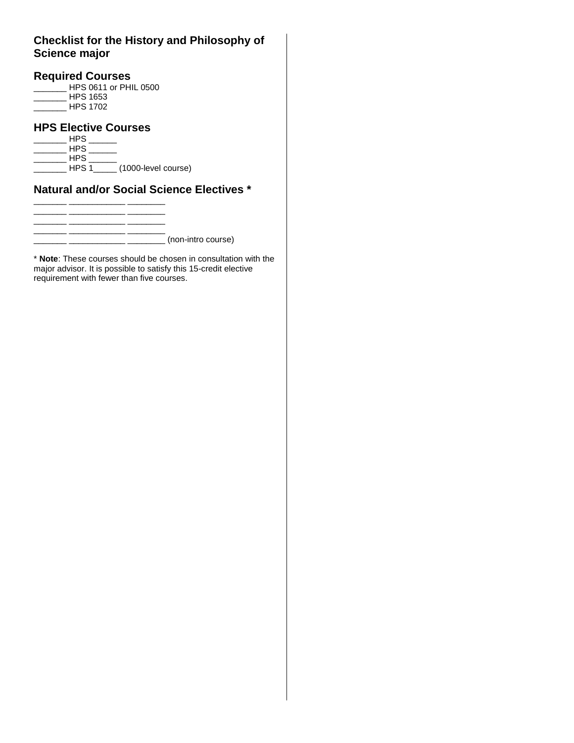## Checklist for the History and Philosophy of Science major

### Required Courses

_______ HPS 0611 or PHIL 0500
_______ HPS 1653
_______ HPS 1702

### HPS Elective Courses

_______ HPS ______
_______ HPS ______
_______ HPS ______
_______ HPS 1_____ (1000-level course)

### Natural and/or Social Science Electives *

_______ ___________ ________
_______ ___________ ________
_______ ___________ ________
_______ ___________ ________
_______ ___________ ________ (non-intro course)

* **Note**: These courses should be chosen in consultation with the major advisor. It is possible to satisfy this 15-credit elective requirement with fewer than five courses.